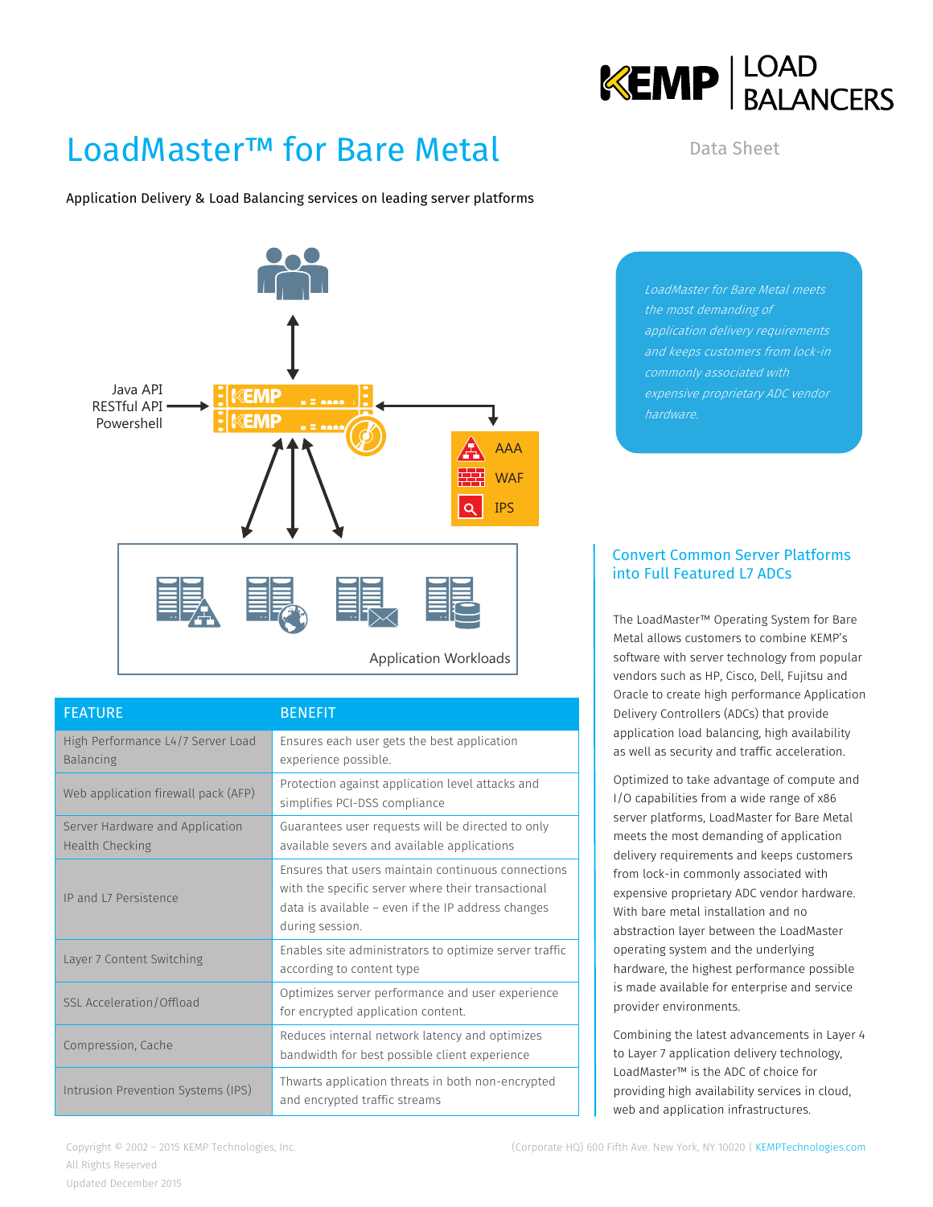# LoadMaster™ for Bare Metal

Data Sheet

Application Delivery & Load Balancing services on leading server platforms

Java API
RESTful API
Powershell

AAA
WAF
IPS

Application Workloads

*LoadMaster for Bare Metal meets the most demanding of application delivery requirements and keeps customers from lock-in commonly associated with expensive proprietary ADC vendor hardware.*

| FEATURE | BENEFIT |
|---|---|
| High Performance L4/7 Server Load Balancing | Ensures each user gets the best application experience possible. |
| Web application firewall pack (AFP) | Protection against application level attacks and simplifies PCI-DSS compliance |
| Server Hardware and Application Health Checking | Guarantees user requests will be directed to only available severs and available applications |
| IP and L7 Persistence | Ensures that users maintain continuous connections with the specific server where their transactional data is available – even if the IP address changes during session. |
| Layer 7 Content Switching | Enables site administrators to optimize server traffic according to content type |
| SSL Acceleration/Offload | Optimizes server performance and user experience for encrypted application content. |
| Compression, Cache | Reduces internal network latency and optimizes bandwidth for best possible client experience |
| Intrusion Prevention Systems (IPS) | Thwarts application threats in both non-encrypted and encrypted traffic streams |

## Convert Common Server Platforms into Full Featured L7 ADCs

The LoadMaster™ Operating System for Bare Metal allows customers to combine KEMP's software with server technology from popular vendors such as HP, Cisco, Dell, Fujitsu and Oracle to create high performance Application Delivery Controllers (ADCs) that provide application load balancing, high availability as well as security and traffic acceleration.

Optimized to take advantage of compute and I/O capabilities from a wide range of x86 server platforms, LoadMaster for Bare Metal meets the most demanding of application delivery requirements and keeps customers from lock-in commonly associated with expensive proprietary ADC vendor hardware. With bare metal installation and no abstraction layer between the LoadMaster operating system and the underlying hardware, the highest performance possible is made available for enterprise and service provider environments.

Combining the latest advancements in Layer 4 to Layer 7 application delivery technology, LoadMaster™ is the ADC of choice for providing high availability services in cloud, web and application infrastructures.

Copyright © 2002 – 2015 KEMP Technologies, Inc.
All Rights Reserved
Updated December 2015

(Corporate HQ) 600 Fifth Ave. New York, NY 10020 | KEMPTechnologies.com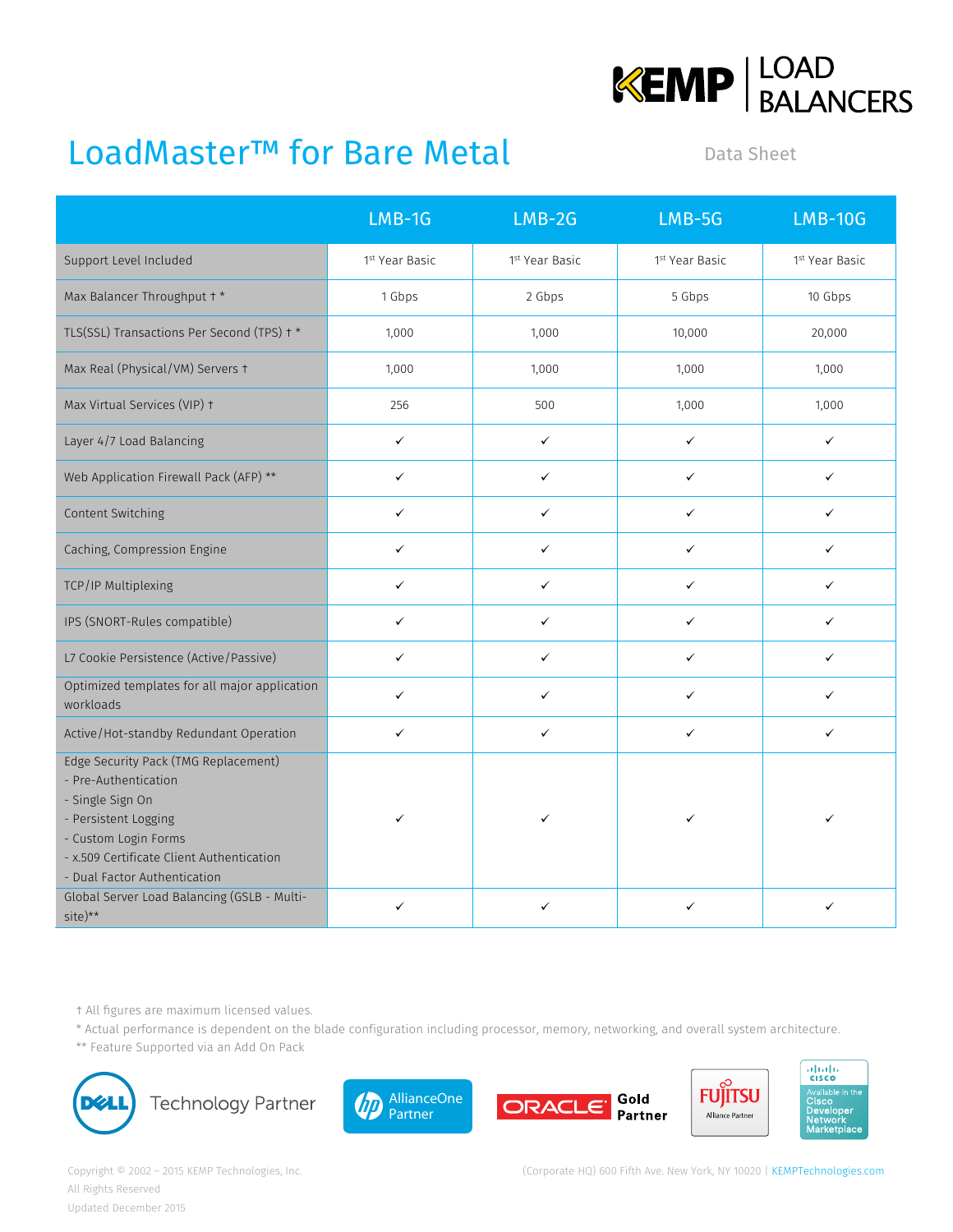# LoadMaster™ for Bare Metal

Data Sheet

| | LMB-1G | LMB-2G | LMB-5G | LMB-10G |
|---|---|---|---|---|
| Support Level Included | 1st Year Basic | 1st Year Basic | 1st Year Basic | 1st Year Basic |
| Max Balancer Throughput † * | 1 Gbps | 2 Gbps | 5 Gbps | 10 Gbps |
| TLS(SSL) Transactions Per Second (TPS) † * | 1,000 | 1,000 | 10,000 | 20,000 |
| Max Real (Physical/VM) Servers † | 1,000 | 1,000 | 1,000 | 1,000 |
| Max Virtual Services (VIP) † | 256 | 500 | 1,000 | 1,000 |
| Layer 4/7 Load Balancing | ✓ | ✓ | ✓ | ✓ |
| Web Application Firewall Pack (AFP) ** | ✓ | ✓ | ✓ | ✓ |
| Content Switching | ✓ | ✓ | ✓ | ✓ |
| Caching, Compression Engine | ✓ | ✓ | ✓ | ✓ |
| TCP/IP Multiplexing | ✓ | ✓ | ✓ | ✓ |
| IPS (SNORT-Rules compatible) | ✓ | ✓ | ✓ | ✓ |
| L7 Cookie Persistence (Active/Passive) | ✓ | ✓ | ✓ | ✓ |
| Optimized templates for all major application workloads | ✓ | ✓ | ✓ | ✓ |
| Active/Hot-standby Redundant Operation | ✓ | ✓ | ✓ | ✓ |
| Edge Security Pack (TMG Replacement)<br>- Pre-Authentication<br>- Single Sign On<br>- Persistent Logging<br>- Custom Login Forms<br>- x.509 Certificate Client Authentication<br>- Dual Factor Authentication | ✓ | ✓ | ✓ | ✓ |
| Global Server Load Balancing (GSLB - Multi-site)** | ✓ | ✓ | ✓ | ✓ |

† All figures are maximum licensed values.

* Actual performance is dependent on the blade configuration including processor, memory, networking, and overall system architecture.

** Feature Supported via an Add On Pack

DELL Technology Partner | hp AllianceOne Partner | ORACLE Gold Partner | FUJITSU Alliance Partner | Cisco Available in the Cisco Developer Network Marketplace

Copyright © 2002 – 2015 KEMP Technologies, Inc.
All Rights Reserved
Updated December 2015

(Corporate HQ) 600 Fifth Ave. New York, NY 10020 | KEMPTechnologies.com